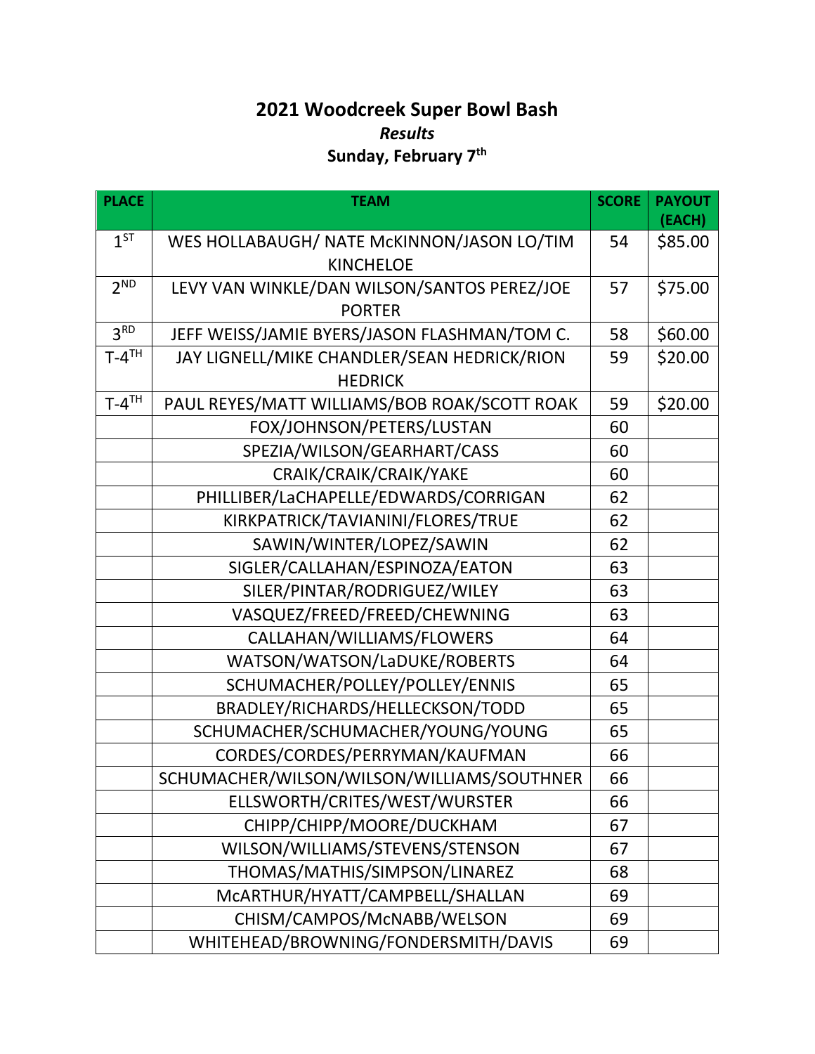# 2021 Woodcreek Super Bowl Bash

***Results***

**Sunday, February 7th**

| PLACE | TEAM | SCORE | PAYOUT (EACH) |
|---|---|---|---|
| 1ST | WES HOLLABAUGH/ NATE McKINNON/JASON LO/TIM KINCHELOE | 54 | $85.00 |
| 2ND | LEVY VAN WINKLE/DAN WILSON/SANTOS PEREZ/JOE PORTER | 57 | $75.00 |
| 3RD | JEFF WEISS/JAMIE BYERS/JASON FLASHMAN/TOM C. | 58 | $60.00 |
| T-4TH | JAY LIGNELL/MIKE CHANDLER/SEAN HEDRICK/RION HEDRICK | 59 | $20.00 |
| T-4TH | PAUL REYES/MATT WILLIAMS/BOB ROAK/SCOTT ROAK | 59 | $20.00 |
| | FOX/JOHNSON/PETERS/LUSTAN | 60 | |
| | SPEZIA/WILSON/GEARHART/CASS | 60 | |
| | CRAIK/CRAIK/CRAIK/YAKE | 60 | |
| | PHILLIBER/LaCHAPELLE/EDWARDS/CORRIGAN | 62 | |
| | KIRKPATRICK/TAVIANINI/FLORES/TRUE | 62 | |
| | SAWIN/WINTER/LOPEZ/SAWIN | 62 | |
| | SIGLER/CALLAHAN/ESPINOZA/EATON | 63 | |
| | SILER/PINTAR/RODRIGUEZ/WILEY | 63 | |
| | VASQUEZ/FREED/FREED/CHEWNING | 63 | |
| | CALLAHAN/WILLIAMS/FLOWERS | 64 | |
| | WATSON/WATSON/LaDUKE/ROBERTS | 64 | |
| | SCHUMACHER/POLLEY/POLLEY/ENNIS | 65 | |
| | BRADLEY/RICHARDS/HELLECKSON/TODD | 65 | |
| | SCHUMACHER/SCHUMACHER/YOUNG/YOUNG | 65 | |
| | CORDES/CORDES/PERRYMAN/KAUFMAN | 66 | |
| | SCHUMACHER/WILSON/WILSON/WILLIAMS/SOUTHNER | 66 | |
| | ELLSWORTH/CRITES/WEST/WURSTER | 66 | |
| | CHIPP/CHIPP/MOORE/DUCKHAM | 67 | |
| | WILSON/WILLIAMS/STEVENS/STENSON | 67 | |
| | THOMAS/MATHIS/SIMPSON/LINAREZ | 68 | |
| | McARTHUR/HYATT/CAMPBELL/SHALLAN | 69 | |
| | CHISM/CAMPOS/McNABB/WELSON | 69 | |
| | WHITEHEAD/BROWNING/FONDERSMITH/DAVIS | 69 | |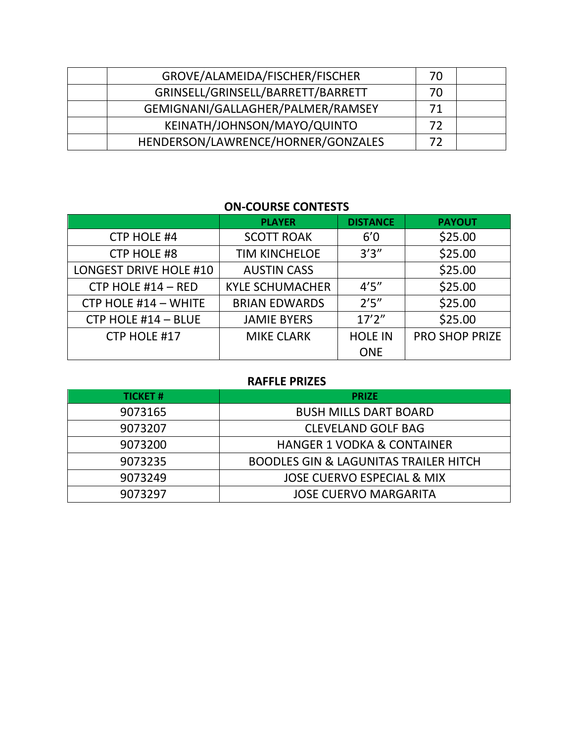| | | | |
|---|---|---|---|
| | GROVE/ALAMEIDA/FISCHER/FISCHER | 70 | |
| | GRINSELL/GRINSELL/BARRETT/BARRETT | 70 | |
| | GEMIGNANI/GALLAGHER/PALMER/RAMSEY | 71 | |
| | KEINATH/JOHNSON/MAYO/QUINTO | 72 | |
| | HENDERSON/LAWRENCE/HORNER/GONZALES | 72 | |

## ON-COURSE CONTESTS

| | PLAYER | DISTANCE | PAYOUT |
|---|---|---|---|
| CTP HOLE #4 | SCOTT ROAK | 6’0 | $25.00 |
| CTP HOLE #8 | TIM KINCHELOE | 3’3” | $25.00 |
| LONGEST DRIVE HOLE #10 | AUSTIN CASS | | $25.00 |
| CTP HOLE #14 – RED | KYLE SCHUMACHER | 4’5” | $25.00 |
| CTP HOLE #14 – WHITE | BRIAN EDWARDS | 2’5” | $25.00 |
| CTP HOLE #14 – BLUE | JAMIE BYERS | 17’2” | $25.00 |
| CTP HOLE #17 | MIKE CLARK | HOLE IN ONE | PRO SHOP PRIZE |

## RAFFLE PRIZES

| TICKET # | PRIZE |
|---|---|
| 9073165 | BUSH MILLS DART BOARD |
| 9073207 | CLEVELAND GOLF BAG |
| 9073200 | HANGER 1 VODKA & CONTAINER |
| 9073235 | BOODLES GIN & LAGUNITAS TRAILER HITCH |
| 9073249 | JOSE CUERVO ESPECIAL & MIX |
| 9073297 | JOSE CUERVO MARGARITA |